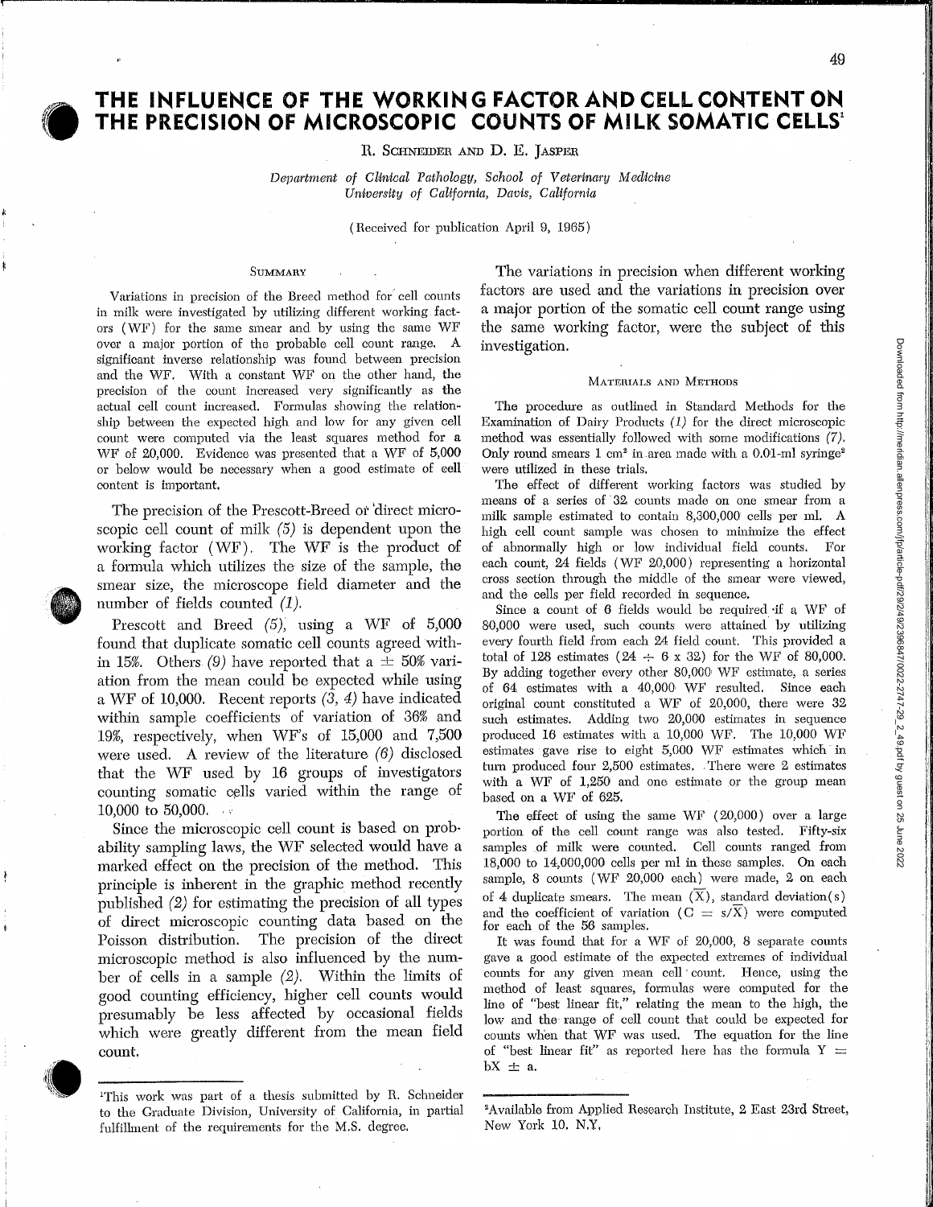# THE INFLUENCE OF THE WORKING FACTOR AND CELL CONTENT ON THE PRECISION OF MICROSCOPIC COUNTS OF MILK SOMATIC CELLS[1]

R. Schneider and D. E. Jasper

*Department of Clinical Pathology, School of Veterinary Medicine*
*University of California, Davis, California*

(Received for publication April 9, 1965)

## Summary

Variations in precision of the Breed method for cell counts in milk were investigated by utilizing different working factors (WF) for the same smear and by using the same WF over a major portion of the probable cell count range. A significant inverse relationship was found between precision and the WF. With a constant WF on the other hand, the precision of the count increased very significantly as the actual cell count increased. Formulas showing the relationship between the expected high and low for any given cell count were computed via the least squares method for a WF of 20,000. Evidence was presented that a WF of 5,000 or below would be necessary when a good estimate of cell content is important.

The precision of the Prescott-Breed or direct microscopic cell count of milk *(5)* is dependent upon the working factor (WF). The WF is the product of a formula which utilizes the size of the sample, the smear size, the microscope field diameter and the number of fields counted *(1)*.

Prescott and Breed *(5)*, using a WF of 5,000 found that duplicate somatic cell counts agreed within 15%. Others *(9)* have reported that a ± 50% variation from the mean could be expected while using a WF of 10,000. Recent reports *(3, 4)* have indicated within sample coefficients of variation of 36% and 19%, respectively, when WF's of 15,000 and 7,500 were used. A review of the literature *(6)* disclosed that the WF used by 16 groups of investigators counting somatic cells varied within the range of 10,000 to 50,000.

Since the microscopic cell count is based on probability sampling laws, the WF selected would have a marked effect on the precision of the method. This principle is inherent in the graphic method recently published *(2)* for estimating the precision of all types of direct microscopic counting data based on the Poisson distribution. The precision of the direct microscopic method is also influenced by the number of cells in a sample *(2)*. Within the limits of good counting efficiency, higher cell counts would presumably be less affected by occasional fields which were greatly different from the mean field count.

The variations in precision when different working factors are used and the variations in precision over a major portion of the somatic cell count range using the same working factor, were the subject of this investigation.

## Materials and Methods

The procedure as outlined in Standard Methods for the Examination of Dairy Products *(1)* for the direct microscopic method was essentially followed with some modifications *(7)*. Only round smears 1 cm² in area made with a 0.01-ml syringe[2] were utilized in these trials.

The effect of different working factors was studied by means of a series of 32 counts made on one smear from a milk sample estimated to contain 8,300,000 cells per ml. A high cell count sample was chosen to minimize the effect of abnormally high or low individual field counts. For each count, 24 fields (WF 20,000) representing a horizontal cross section through the middle of the smear were viewed, and the cells per field recorded in sequence.

Since a count of 6 fields would be required if a WF of 80,000 were used, such counts were attained by utilizing every fourth field from each 24 field count. This provided a total of 128 estimates (24 ÷ 6 x 32) for the WF of 80,000. By adding together every other 80,000 WF estimate, a series of 64 estimates with a 40,000 WF resulted. Since each original count constituted a WF of 20,000, there were 32 such estimates. Adding two 20,000 estimates in sequence produced 16 estimates with a 10,000 WF. The 10,000 WF estimates gave rise to eight 5,000 WF estimates which in turn produced four 2,500 estimates. There were 2 estimates with a WF of 1,250 and one estimate or the group mean based on a WF of 625.

The effect of using the same WF (20,000) over a large portion of the cell count range was also tested. Fifty-six samples of milk were counted. Cell counts ranged from 18,000 to 14,000,000 cells per ml in these samples. On each sample, 8 counts (WF 20,000 each) were made, 2 on each of 4 duplicate smears. The mean ($\overline{X}$), standard deviation (s) and the coefficient of variation ($C = s/\overline{X}$) were computed for each of the 56 samples.

It was found that for a WF of 20,000, 8 separate counts gave a good estimate of the expected extremes of individual counts for any given mean cell count. Hence, using the method of least squares, formulas were computed for the line of "best linear fit," relating the mean to the high, the low and the range of cell count that could be expected for counts when that WF was used. The equation for the line of "best linear fit" as reported here has the formula $Y = bX \pm a$.

---

[1]This work was part of a thesis submitted by R. Schneider to the Graduate Division, University of California, in partial fulfillment of the requirements for the M.S. degree.

[2]Available from Applied Research Institute, 2 East 23rd Street, New York 10. N.Y.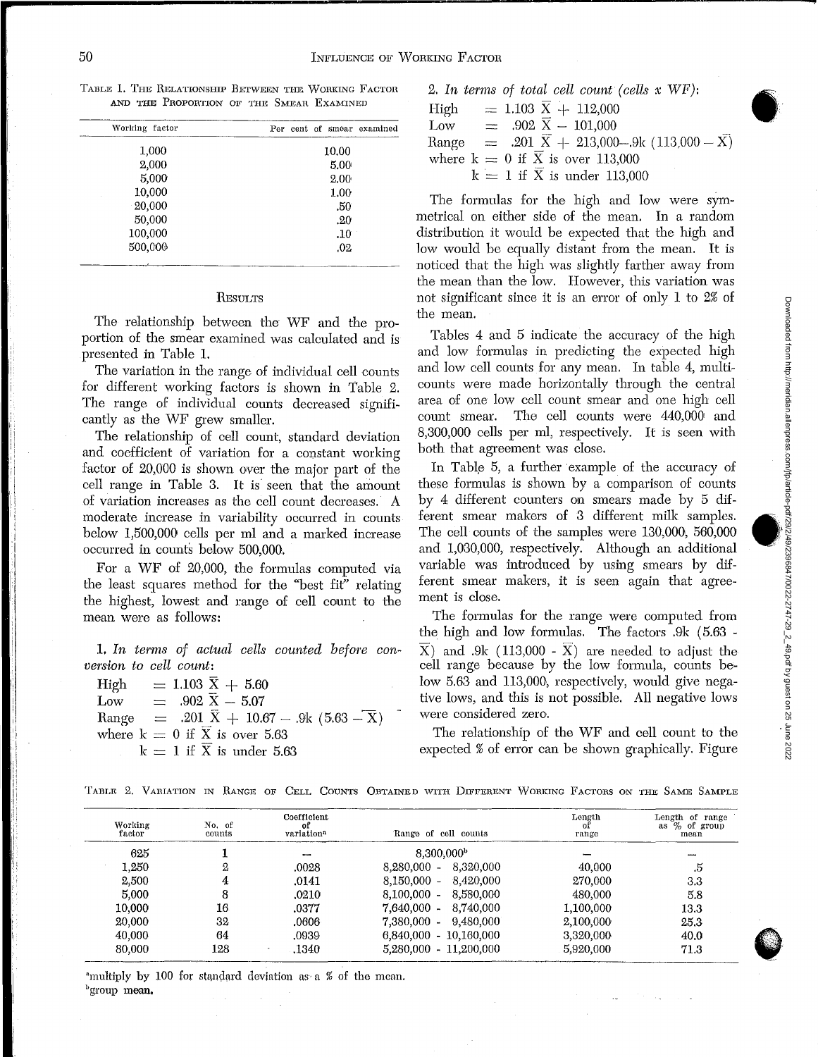TABLE 1. THE RELATIONSHIP BETWEEN THE WORKING FACTOR AND THE PROPORTION OF THE SMEAR EXAMINED

| Working factor | Per cent of smear examined |
|---|---|
| 1,000 | 10.00 |
| 2,000 | 5.00 |
| 5,000 | 2.00 |
| 10,000 | 1.00 |
| 20,000 | .50 |
| 50,000 | .20 |
| 100,000 | .10 |
| 500,000 | .02 |

## RESULTS

The relationship between the WF and the proportion of the smear examined was calculated and is presented in Table 1.

The variation in the range of individual cell counts for different working factors is shown in Table 2. The range of individual counts decreased significantly as the WF grew smaller.

The relationship of cell count, standard deviation and coefficient of variation for a constant working factor of 20,000 is shown over the major part of the cell range in Table 3. It is seen that the amount of variation increases as the cell count decreases. A moderate increase in variability occurred in counts below 1,500,000 cells per ml and a marked increase occurred in counts below 500,000.

For a WF of 20,000, the formulas computed via the least squares method for the "best fit" relating the highest, lowest and range of cell count to the mean were as follows:

1. *In terms of actual cells counted before conversion to cell count*:

$$\text{High} = 1.103\ \bar{X} + 5.60$$
$$\text{Low} = .902\ \bar{X} - 5.07$$
$$\text{Range} = .201\ \bar{X} + 10.67 - .9k\ (5.63 - \bar{X})$$
where $k = 0$ if $\bar{X}$ is over 5.63
$k = 1$ if $\bar{X}$ is under 5.63

2. *In terms of total cell count (cells x WF)*:

$$\text{High} = 1.103\ \bar{X} + 112{,}000$$
$$\text{Low} = .902\ \bar{X} - 101{,}000$$
$$\text{Range} = .201\ \bar{X} + 213{,}000 - .9k\ (113{,}000 - \bar{X})$$
where $k = 0$ if $\bar{X}$ is over 113,000
$k = 1$ if $\bar{X}$ is under 113,000

The formulas for the high and low were symmetrical on either side of the mean. In a random distribution it would be expected that the high and low would be equally distant from the mean. It is noticed that the high was slightly farther away from the mean than the low. However, this variation was not significant since it is an error of only 1 to 2% of the mean.

Tables 4 and 5 indicate the accuracy of the high and low formulas in predicting the expected high and low cell counts for any mean. In table 4, multicounts were made horizontally through the central area of one low cell count smear and one high cell count smear. The cell counts were 440,000 and 8,300,000 cells per ml, respectively. It is seen with both that agreement was close.

In Table 5, a further example of the accuracy of these formulas is shown by a comparison of counts by 4 different counters on smears made by 5 different smear makers of 3 different milk samples. The cell counts of the samples were 130,000, 560,000 and 1,030,000, respectively. Although an additional variable was introduced by using smears by different smear makers, it is seen again that agreement is close.

The formulas for the range were computed from the high and low formulas. The factors $.9k\ (5.63 - \bar{X})$ and $.9k\ (113{,}000 - \bar{X})$ are needed to adjust the cell range because by the low formula, counts below 5.63 and 113,000, respectively, would give negative lows, and this is not possible. All negative lows were considered zero.

The relationship of the WF and cell count to the expected % of error can be shown graphically. Figure

TABLE 2. VARIATION IN RANGE OF CELL COUNTS OBTAINED WITH DIFFERENT WORKING FACTORS ON THE SAME SAMPLE

| Working factor | No. of counts | Coefficient of variation[a] | Range of cell counts | Length of range | Length of range as % of group mean |
|---|---|---|---|---|---|
| 625 | 1 | — | 8,300,000[b] | — | — |
| 1,250 | 2 | .0028 | 8,280,000 - 8,320,000 | 40,000 | .5 |
| 2,500 | 4 | .0141 | 8,150,000 - 8,420,000 | 270,000 | 3.3 |
| 5,000 | 8 | .0210 | 8,100,000 - 8,580,000 | 480,000 | 5.8 |
| 10,000 | 16 | .0377 | 7,640,000 - 8,740,000 | 1,100,000 | 13.3 |
| 20,000 | 32 | .0606 | 7,380,000 - 9,480,000 | 2,100,000 | 25.3 |
| 40,000 | 64 | .0939 | 6,840,000 - 10,160,000 | 3,320,000 | 40.0 |
| 80,000 | 128 | .1340 | 5,280,000 - 11,200,000 | 5,920,000 | 71.3 |

[a]multiply by 100 for standard deviation as a % of the mean.
[b]group mean.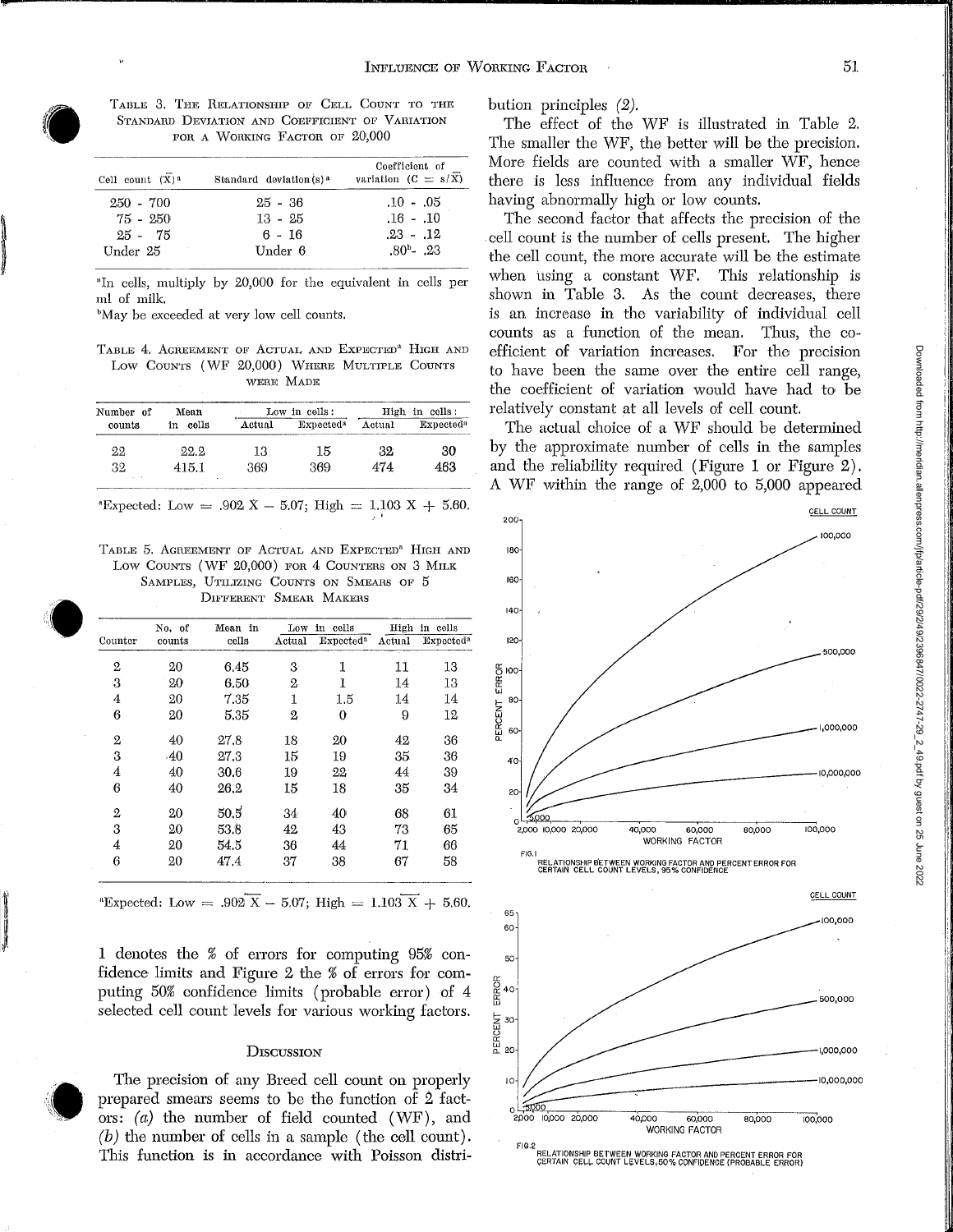TABLE 3. THE RELATIONSHIP OF CELL COUNT TO THE STANDARD DEVIATION AND COEFFICIENT OF VARIATION FOR A WORKING FACTOR OF 20,000

| Cell count $(\bar{X})$[a] | Standard deviation(s)[a] | Coefficient of variation $(C = s/\bar{X})$ |
|---|---|---|
| 250 - 700 | 25 - 36 | .10 - .05 |
| 75 - 250 | 13 - 25 | .16 - .10 |
| 25 - 75 | 6 - 16 | .23 - .12 |
| Under 25 | Under 6 | .80[b]- .23 |

[a]In cells, multiply by 20,000 for the equivalent in cells per ml of milk.

[b]May be exceeded at very low cell counts.

TABLE 4. AGREEMENT OF ACTUAL AND EXPECTED[a] HIGH AND LOW COUNTS (WF 20,000) WHERE MULTIPLE COUNTS WERE MADE

| Number of counts | Mean in cells | Low in cells: Actual | Low in cells: Expected[a] | High in cells: Actual | High in cells: Expected[a] |
|---|---|---|---|---|---|
| 22 | 22.2 | 13 | 15 | 32 | 30 |
| 32 | 415.1 | 369 | 369 | 474 | 463 |

[a]Expected: Low = $.902\,\bar{X} - 5.07$; High = $1.103\,\bar{X} + 5.60$.

TABLE 5. AGREEMENT OF ACTUAL AND EXPECTED[a] HIGH AND LOW COUNTS (WF 20,000) FOR 4 COUNTERS ON 3 MILK SAMPLES, UTILIZING COUNTS ON SMEARS OF 5 DIFFERENT SMEAR MAKERS

| Counter | No. of counts | Mean in cells | Low in cells: Actual | Low in cells: Expected[a] | High in cells: Actual | High in cells: Expected[a] |
|---|---|---|---|---|---|---|
| 2 | 20 | 6.45 | 3 | 1 | 11 | 13 |
| 3 | 20 | 6.50 | 2 | 1 | 14 | 13 |
| 4 | 20 | 7.35 | 1 | 1.5 | 14 | 14 |
| 6 | 20 | 5.35 | 2 | 0 | 9 | 12 |
| 2 | 40 | 27.8 | 18 | 20 | 42 | 36 |
| 3 | 40 | 27.3 | 15 | 19 | 35 | 36 |
| 4 | 40 | 30.6 | 19 | 22 | 44 | 39 |
| 6 | 40 | 26.2 | 15 | 18 | 35 | 34 |
| 2 | 20 | 50.5 | 34 | 40 | 68 | 61 |
| 3 | 20 | 53.8 | 42 | 43 | 73 | 65 |
| 4 | 20 | 54.5 | 36 | 44 | 71 | 66 |
| 6 | 20 | 47.4 | 37 | 38 | 67 | 58 |

[a]Expected: Low = $.902\,\bar{X} - 5.07$; High = $1.103\,\bar{X} + 5.60$.

1 denotes the % of errors for computing 95% confidence limits and Figure 2 the % of errors for computing 50% confidence limits (probable error) of 4 selected cell count levels for various working factors.

## DISCUSSION

The precision of any Breed cell count on properly prepared smears seems to be the function of 2 factors: *(a)* the number of field counted (WF), and *(b)* the number of cells in a sample (the cell count). This function is in accordance with Poisson distribution principles *(2)*.

The effect of the WF is illustrated in Table 2. The smaller the WF, the better will be the precision. More fields are counted with a smaller WF, hence there is less influence from any individual fields having abnormally high or low counts.

The second factor that affects the precision of the cell count is the number of cells present. The higher the cell count, the more accurate will be the estimate when using a constant WF. This relationship is shown in Table 3. As the count decreases, there is an increase in the variability of individual cell counts as a function of the mean. Thus, the coefficient of variation increases. For the precision to have been the same over the entire cell range, the coefficient of variation would have had to be relatively constant at all levels of cell count.

The actual choice of a WF should be determined by the approximate number of cells in the samples and the reliability required (Figure 1 or Figure 2). A WF within the range of 2,000 to 5,000 appeared

FIG. 1 RELATIONSHIP BETWEEN WORKING FACTOR AND PERCENT ERROR FOR CERTAIN CELL COUNT LEVELS, 95% CONFIDENCE

FIG. 2 RELATIONSHIP BETWEEN WORKING FACTOR AND PERCENT ERROR FOR CERTAIN CELL COUNT LEVELS, 50% CONFIDENCE (PROBABLE ERROR)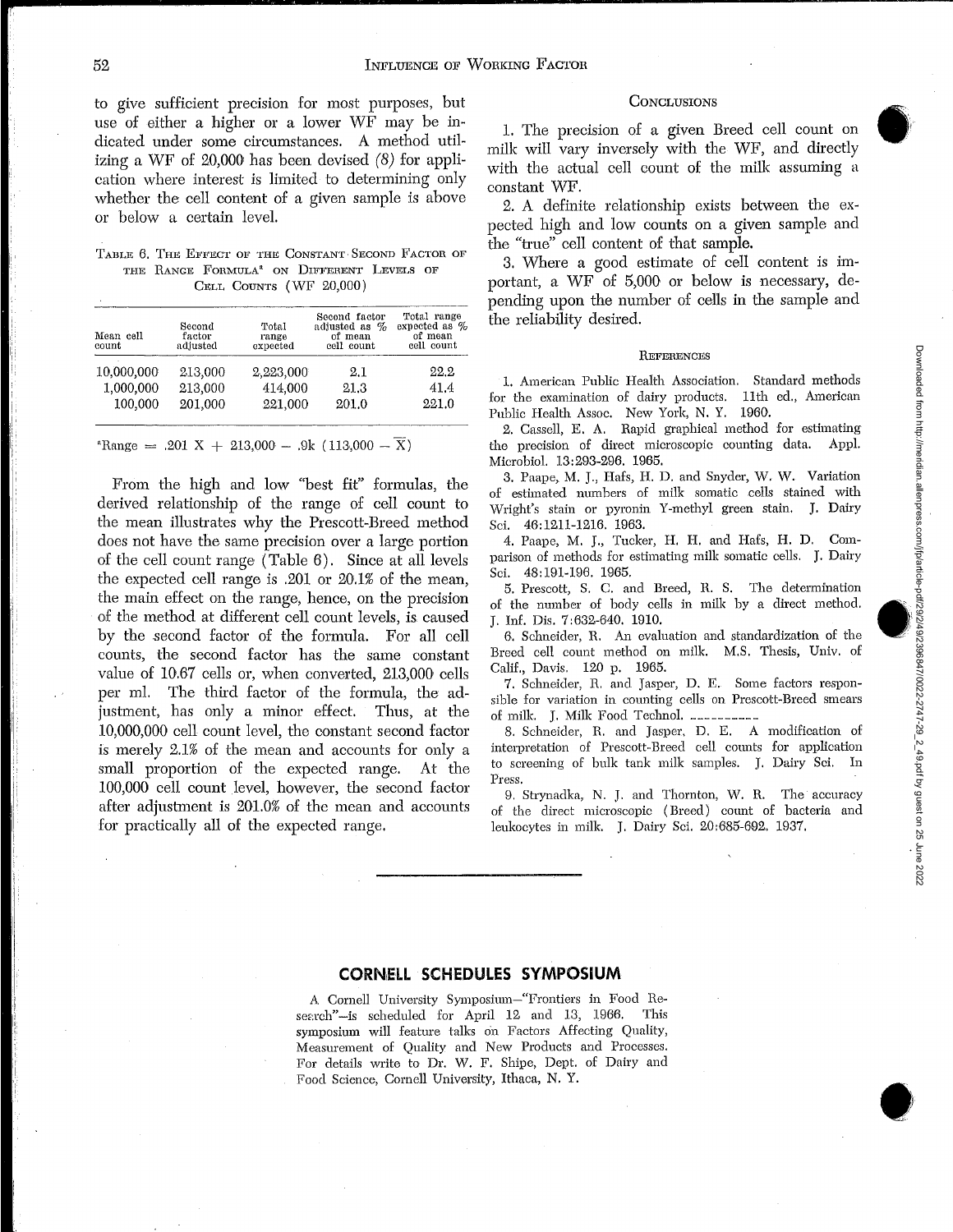to give sufficient precision for most purposes, but use of either a higher or a lower WF may be indicated under some circumstances. A method utilizing a WF of 20,000 has been devised (8) for application where interest is limited to determining only whether the cell content of a given sample is above or below a certain level.

Table 6. The Effect of the Constant Second Factor of the Range Formula[a] on Different Levels of Cell Counts (WF 20,000)

| Mean cell count | Second factor adjusted | Total range expected | Second factor adjusted as % of mean cell count | Total range expected as % of mean cell count |
|---|---|---|---|---|
| 10,000,000 | 213,000 | 2,223,000 | 2.1 | 22.2 |
| 1,000,000 | 213,000 | 414,000 | 21.3 | 41.4 |
| 100,000 | 201,000 | 221,000 | 201.0 | 221.0 |

[a]Range $= .201\ X + 213{,}000 - .9k\ (113{,}000 - \overline{X})$

From the high and low "best fit" formulas, the derived relationship of the range of cell count to the mean illustrates why the Prescott-Breed method does not have the same precision over a large portion of the cell count range (Table 6). Since at all levels the expected cell range is .201 or 20.1% of the mean, the main effect on the range, hence, on the precision of the method at different cell count levels, is caused by the second factor of the formula. For all cell counts, the second factor has the same constant value of 10.67 cells or, when converted, 213,000 cells per ml. The third factor of the formula, the adjustment, has only a minor effect. Thus, at the 10,000,000 cell count level, the constant second factor is merely 2.1% of the mean and accounts for only a small proportion of the expected range. At the 100,000 cell count level, however, the second factor after adjustment is 201.0% of the mean and accounts for practically all of the expected range.

## Conclusions

1. The precision of a given Breed cell count on milk will vary inversely with the WF, and directly with the actual cell count of the milk assuming a constant WF.

2. A definite relationship exists between the expected high and low counts on a given sample and the "true" cell content of that sample.

3. Where a good estimate of cell content is important, a WF of 5,000 or below is necessary, depending upon the number of cells in the sample and the reliability desired.

### References

1. American Public Health Association. Standard methods for the examination of dairy products. 11th ed., American Public Health Assoc. New York, N. Y. 1960.
2. Cassell, E. A. Rapid graphical method for estimating the precision of direct microscopic counting data. Appl. Microbiol. 13:293-296. 1965.
3. Paape, M. J., Hafs, H. D. and Snyder, W. W. Variation of estimated numbers of milk somatic cells stained with Wright's stain or pyronin Y-methyl green stain. J. Dairy Sci. 46:1211-1216. 1963.
4. Paape, M. J., Tucker, H. H. and Hafs, H. D. Comparison of methods for estimating milk somatic cells. J. Dairy Sci. 48:191-196. 1965.
5. Prescott, S. C. and Breed, R. S. The determination of the number of body cells in milk by a direct method. J. Inf. Dis. 7:632-640. 1910.
6. Schneider, R. An evaluation and standardization of the Breed cell count method on milk. M.S. Thesis, Univ. of Calif., Davis. 120 p. 1965.
7. Schneider, R. and Jasper, D. E. Some factors responsible for variation in counting cells on Prescott-Breed smears of milk. J. Milk Food Technol. \_\_\_\_\_\_\_\_\_\_
8. Schneider, R. and Jasper, D. E. A modification of interpretation of Prescott-Breed cell counts for application to screening of bulk tank milk samples. J. Dairy Sci. In Press.
9. Strynadka, N. J. and Thornton, W. R. The accuracy of the direct microscopic (Breed) count of bacteria and leukocytes in milk. J. Dairy Sci. 20:685-692. 1937.

## CORNELL SCHEDULES SYMPOSIUM

A Cornell University Symposium—"Frontiers in Food Research"—is scheduled for April 12 and 13, 1966. This symposium will feature talks on Factors Affecting Quality, Measurement of Quality and New Products and Processes. For details write to Dr. W. F. Shipe, Dept. of Dairy and Food Science, Cornell University, Ithaca, N. Y.